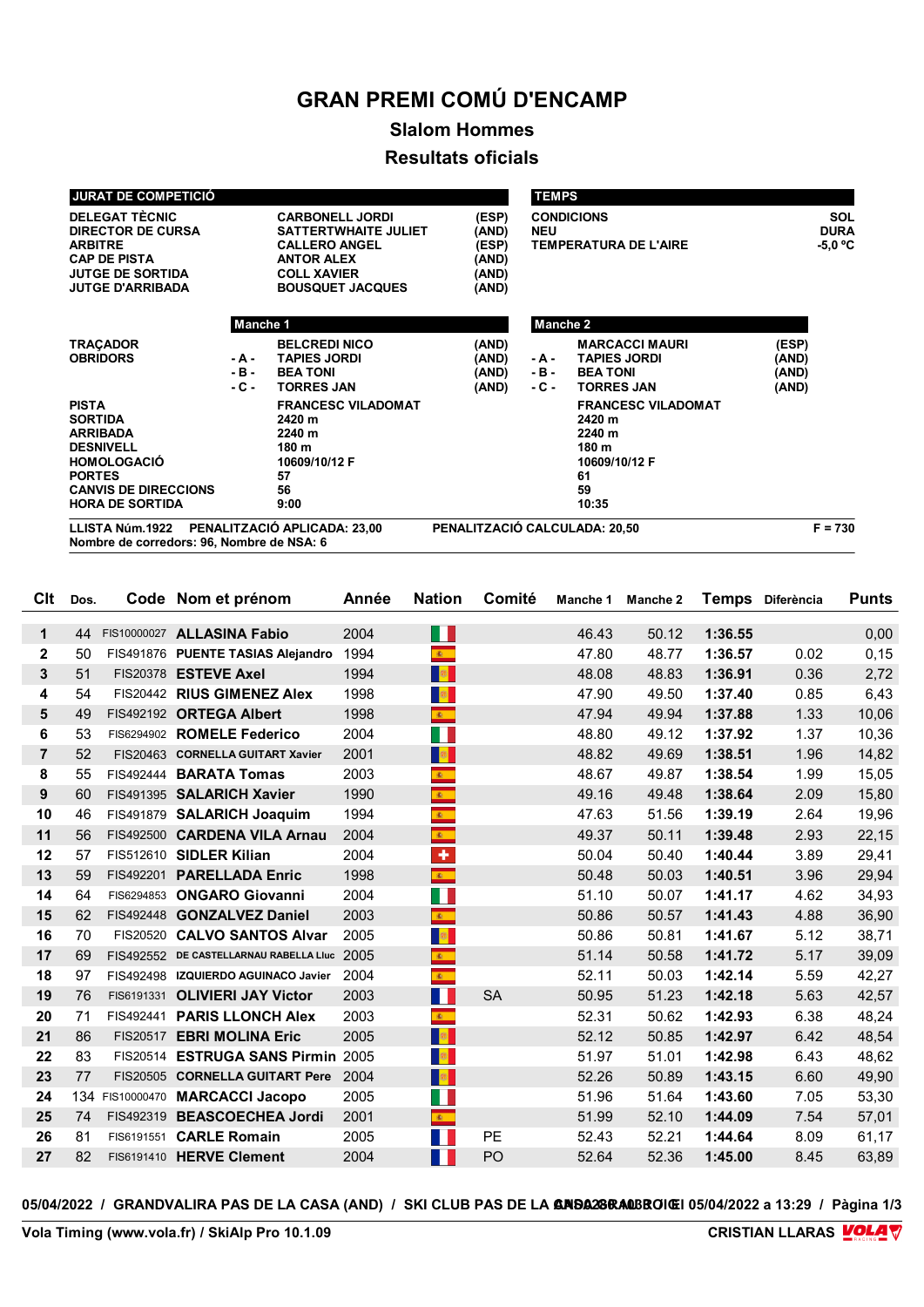# GRAN PREMI COMÚ D'ENCAMP

## Slalom Hommes

## Resultats oficials

| JURAT DE COMPETICIÓ | | |
|---|---|---|
| DELEGAT TÈCNIC | CARBONELL JORDI | (ESP) |
| DIRECTOR DE CURSA | SATTERTWHAITE JULIET | (AND) |
| ARBITRE | CALLERO ANGEL | (ESP) |
| CAP DE PISTA | ANTOR ALEX | (AND) |
| JUTGE DE SORTIDA | COLL XAVIER | (AND) |
| JUTGE D'ARRIBADA | BOUSQUET JACQUES | (AND) |

| TEMPS | |
|---|---|
| CONDICIONS | SOL |
| NEU | DURA |
| TEMPERATURA DE L'AIRE | -5,0 °C |

| | | Manche 1 | | | Manche 2 | |
|---|---|---|---|---|---|---|
| TRAÇADOR | | BELCREDI NICO | (AND) | | MARCACCI MAURI | (ESP) |
| OBRIDORS | - A - | TAPIES JORDI | (AND) | - A - | TAPIES JORDI | (AND) |
| | - B - | BEA TONI | (AND) | - B - | BEA TONI | (AND) |
| | - C - | TORRES JAN | (AND) | - C - | TORRES JAN | (AND) |
| PISTA | | FRANCESC VILADOMAT | | | FRANCESC VILADOMAT | |
| SORTIDA | | 2420 m | | | 2420 m | |
| ARRIBADA | | 2240 m | | | 2240 m | |
| DESNIVELL | | 180 m | | | 180 m | |
| HOMOLOGACIÓ | | 10609/10/12 F | | | 10609/10/12 F | |
| PORTES | | 57 | | | 61 | |
| CANVIS DE DIRECCIONS | | 56 | | | 59 | |
| HORA DE SORTIDA | | 9:00 | | | 10:35 | |

LLISTA Núm.1922 PENALITZACIÓ APLICADA: 23,00 PENALITZACIÓ CALCULADA: 20,50 F = 730

Nombre de corredors: 96, Nombre de NSA: 6

| Clt | Dos. | Code | Nom et prénom | Année | Nation | Comité | Manche 1 | Manche 2 | Temps | Diferència | Punts |
|---|---|---|---|---|---|---|---|---|---|---|---|
| 1 | 44 | FIS10000027 | ALLASINA Fabio | 2004 | | | 46.43 | 50.12 | 1:36.55 | | 0,00 |
| 2 | 50 | FIS491876 | PUENTE TASIAS Alejandro | 1994 | | | 47.80 | 48.77 | 1:36.57 | 0.02 | 0,15 |
| 3 | 51 | FIS20378 | ESTEVE Axel | 1994 | | | 48.08 | 48.83 | 1:36.91 | 0.36 | 2,72 |
| 4 | 54 | FIS20442 | RIUS GIMENEZ Alex | 1998 | | | 47.90 | 49.50 | 1:37.40 | 0.85 | 6,43 |
| 5 | 49 | FIS492192 | ORTEGA Albert | 1998 | | | 47.94 | 49.94 | 1:37.88 | 1.33 | 10,06 |
| 6 | 53 | FIS6294902 | ROMELE Federico | 2004 | | | 48.80 | 49.12 | 1:37.92 | 1.37 | 10,36 |
| 7 | 52 | FIS20463 | CORNELLA GUITART Xavier | 2001 | | | 48.82 | 49.69 | 1:38.51 | 1.96 | 14,82 |
| 8 | 55 | FIS492444 | BARATA Tomas | 2003 | | | 48.67 | 49.87 | 1:38.54 | 1.99 | 15,05 |
| 9 | 60 | FIS491395 | SALARICH Xavier | 1990 | | | 49.16 | 49.48 | 1:38.64 | 2.09 | 15,80 |
| 10 | 46 | FIS491879 | SALARICH Joaquim | 1994 | | | 47.63 | 51.56 | 1:39.19 | 2.64 | 19,96 |
| 11 | 56 | FIS492500 | CARDENA VILA Arnau | 2004 | | | 49.37 | 50.11 | 1:39.48 | 2.93 | 22,15 |
| 12 | 57 | FIS512610 | SIDLER Kilian | 2004 | | | 50.04 | 50.40 | 1:40.44 | 3.89 | 29,41 |
| 13 | 59 | FIS492201 | PARELLADA Enric | 1998 | | | 50.48 | 50.03 | 1:40.51 | 3.96 | 29,94 |
| 14 | 64 | FIS6294853 | ONGARO Giovanni | 2004 | | | 51.10 | 50.07 | 1:41.17 | 4.62 | 34,93 |
| 15 | 62 | FIS492448 | GONZALVEZ Daniel | 2003 | | | 50.86 | 50.57 | 1:41.43 | 4.88 | 36,90 |
| 16 | 70 | FIS20520 | CALVO SANTOS Alvar | 2005 | | | 50.86 | 50.81 | 1:41.67 | 5.12 | 38,71 |
| 17 | 69 | FIS492552 | DE CASTELLARNAU RABELLA Lluc | 2005 | | | 51.14 | 50.58 | 1:41.72 | 5.17 | 39,09 |
| 18 | 97 | FIS492498 | IZQUIERDO AGUINACO Javier | 2004 | | | 52.11 | 50.03 | 1:42.14 | 5.59 | 42,27 |
| 19 | 76 | FIS6191331 | OLIVIERI JAY Victor | 2003 | | SA | 50.95 | 51.23 | 1:42.18 | 5.63 | 42,57 |
| 20 | 71 | FIS492441 | PARIS LLONCH Alex | 2003 | | | 52.31 | 50.62 | 1:42.93 | 6.38 | 48,24 |
| 21 | 86 | FIS20517 | EBRI MOLINA Eric | 2005 | | | 52.12 | 50.85 | 1:42.97 | 6.42 | 48,54 |
| 22 | 83 | FIS20514 | ESTRUGA SANS Pirmin | 2005 | | | 51.97 | 51.01 | 1:42.98 | 6.43 | 48,62 |
| 23 | 77 | FIS20505 | CORNELLA GUITART Pere | 2004 | | | 52.26 | 50.89 | 1:43.15 | 6.60 | 49,90 |
| 24 | 134 | FIS10000470 | MARCACCI Jacopo | 2005 | | | 51.96 | 51.64 | 1:43.60 | 7.05 | 53,30 |
| 25 | 74 | FIS492319 | BEASCOECHEA Jordi | 2001 | | | 51.99 | 52.10 | 1:44.09 | 7.54 | 57,01 |
| 26 | 81 | FIS6191551 | CARLE Romain | 2005 | | PE | 52.43 | 52.21 | 1:44.64 | 8.09 | 61,17 |
| 27 | 82 | FIS6191410 | HERVE Clement | 2004 | | PO | 52.64 | 52.36 | 1:45.00 | 8.45 | 63,89 |

05/04/2022 / GRANDVALIRA PAS DE LA CASA (AND) / SKI CLUB PAS DE LA CASA GRAU ROIG 05/04/2022 a 13:29

Vola Timing (www.vola.fr) / SkiAlp Pro 10.1.09 — CRISTIAN LLARAS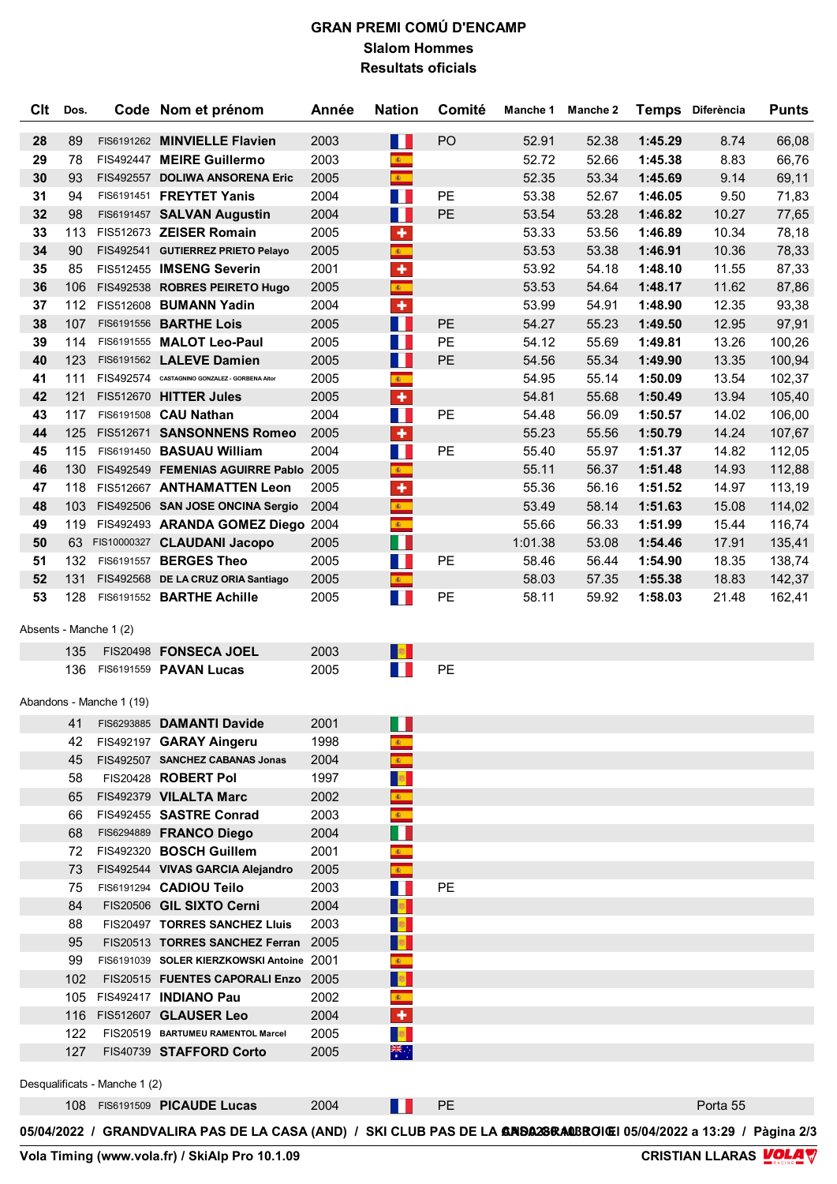# GRAN PREMI COMÚ D'ENCAMP

## Slalom Hommes

## Resultats oficials

| Clt | Dos. | Code | Nom et prénom | Année | Nation | Comité | Manche 1 | Manche 2 | Temps | Diferència | Punts |
|---|---|---|---|---|---|---|---|---|---|---|---|
| 28 | 89 | FIS6191262 | **MINVIELLE Flavien** | 2003 | | PO | 52.91 | 52.38 | **1:45.29** | 8.74 | 66,08 |
| 29 | 78 | FIS492447 | **MEIRE Guillermo** | 2003 | | | 52.72 | 52.66 | **1:45.38** | 8.83 | 66,76 |
| 30 | 93 | FIS492557 | **DOLIWA ANSORENA Eric** | 2005 | | | 52.35 | 53.34 | **1:45.69** | 9.14 | 69,11 |
| 31 | 94 | FIS6191451 | **FREYTET Yanis** | 2004 | | PE | 53.38 | 52.67 | **1:46.05** | 9.50 | 71,83 |
| 32 | 98 | FIS6191457 | **SALVAN Augustin** | 2004 | | PE | 53.54 | 53.28 | **1:46.82** | 10.27 | 77,65 |
| 33 | 113 | FIS512673 | **ZEISER Romain** | 2005 | | | 53.33 | 53.56 | **1:46.89** | 10.34 | 78,18 |
| 34 | 90 | FIS492541 | **GUTIERREZ PRIETO Pelayo** | 2005 | | | 53.53 | 53.38 | **1:46.91** | 10.36 | 78,33 |
| 35 | 85 | FIS512455 | **IMSENG Severin** | 2001 | | | 53.92 | 54.18 | **1:48.10** | 11.55 | 87,33 |
| 36 | 106 | FIS492538 | **ROBRES PEIRETO Hugo** | 2005 | | | 53.53 | 54.64 | **1:48.17** | 11.62 | 87,86 |
| 37 | 112 | FIS512608 | **BUMANN Yadin** | 2004 | | | 53.99 | 54.91 | **1:48.90** | 12.35 | 93,38 |
| 38 | 107 | FIS6191556 | **BARTHE Lois** | 2005 | | PE | 54.27 | 55.23 | **1:49.50** | 12.95 | 97,91 |
| 39 | 114 | FIS6191555 | **MALOT Leo-Paul** | 2005 | | PE | 54.12 | 55.69 | **1:49.81** | 13.26 | 100,26 |
| 40 | 123 | FIS6191562 | **LALEVE Damien** | 2005 | | PE | 54.56 | 55.34 | **1:49.90** | 13.35 | 100,94 |
| 41 | 111 | FIS492574 | **CASTAGNINO GONZALEZ - GORBENA Aitor** | 2005 | | | 54.95 | 55.14 | **1:50.09** | 13.54 | 102,37 |
| 42 | 121 | FIS512670 | **HITTER Jules** | 2005 | | | 54.81 | 55.68 | **1:50.49** | 13.94 | 105,40 |
| 43 | 117 | FIS6191508 | **CAU Nathan** | 2004 | | PE | 54.48 | 56.09 | **1:50.57** | 14.02 | 106,00 |
| 44 | 125 | FIS512671 | **SANSONNENS Romeo** | 2005 | | | 55.23 | 55.56 | **1:50.79** | 14.24 | 107,67 |
| 45 | 115 | FIS6191450 | **BASUAU William** | 2004 | | PE | 55.40 | 55.97 | **1:51.37** | 14.82 | 112,05 |
| 46 | 130 | FIS492549 | **FEMENIAS AGUIRRE Pablo** | 2005 | | | 55.11 | 56.37 | **1:51.48** | 14.93 | 112,88 |
| 47 | 118 | FIS512667 | **ANTHAMATTEN Leon** | 2005 | | | 55.36 | 56.16 | **1:51.52** | 14.97 | 113,19 |
| 48 | 103 | FIS492506 | **SAN JOSE ONCINA Sergio** | 2004 | | | 53.49 | 58.14 | **1:51.63** | 15.08 | 114,02 |
| 49 | 119 | FIS492493 | **ARANDA GOMEZ Diego** | 2004 | | | 55.66 | 56.33 | **1:51.99** | 15.44 | 116,74 |
| 50 | 63 | FIS10000327 | **CLAUDANI Jacopo** | 2005 | | | 1:01.38 | 53.08 | **1:54.46** | 17.91 | 135,41 |
| 51 | 132 | FIS6191557 | **BERGES Theo** | 2005 | | PE | 58.46 | 56.44 | **1:54.90** | 18.35 | 138,74 |
| 52 | 131 | FIS492568 | **DE LA CRUZ ORIA Santiago** | 2005 | | | 58.03 | 57.35 | **1:55.38** | 18.83 | 142,37 |
| 53 | 128 | FIS6191552 | **BARTHE Achille** | 2005 | | PE | 58.11 | 59.92 | **1:58.03** | 21.48 | 162,41 |

Absents - Manche 1 (2)

| Dos. | Code | Nom et prénom | Année | Nation | Comité |
|---|---|---|---|---|---|
| 135 | FIS20498 | **FONSECA JOEL** | 2003 | | |
| 136 | FIS6191559 | **PAVAN Lucas** | 2005 | | PE |

Abandons - Manche 1 (19)

| Dos. | Code | Nom et prénom | Année | Nation | Comité |
|---|---|---|---|---|---|
| 41 | FIS6293885 | **DAMANTI Davide** | 2001 | | |
| 42 | FIS492197 | **GARAY Aingeru** | 1998 | | |
| 45 | FIS492507 | **SANCHEZ CABANAS Jonas** | 2004 | | |
| 58 | FIS20428 | **ROBERT Pol** | 1997 | | |
| 65 | FIS492379 | **VILALTA Marc** | 2002 | | |
| 66 | FIS492455 | **SASTRE Conrad** | 2003 | | |
| 68 | FIS6294889 | **FRANCO Diego** | 2004 | | |
| 72 | FIS492320 | **BOSCH Guillem** | 2001 | | |
| 73 | FIS492544 | **VIVAS GARCIA Alejandro** | 2005 | | |
| 75 | FIS6191294 | **CADIOU Teilo** | 2003 | | PE |
| 84 | FIS20506 | **GIL SIXTO Cerni** | 2004 | | |
| 88 | FIS20497 | **TORRES SANCHEZ Lluis** | 2003 | | |
| 95 | FIS20513 | **TORRES SANCHEZ Ferran** | 2005 | | |
| 99 | FIS6191039 | **SOLER KIERZKOWSKI Antoine** | 2001 | | |
| 102 | FIS20515 | **FUENTES CAPORALI Enzo** | 2005 | | |
| 105 | FIS492417 | **INDIANO Pau** | 2002 | | |
| 116 | FIS512607 | **GLAUSER Leo** | 2004 | | |
| 122 | FIS20519 | **BARTUMEU RAMENTOL Marcel** | 2005 | | |
| 127 | FIS40739 | **STAFFORD Corto** | 2005 | | |

Desqualificats - Manche 1 (2)

| Dos. | Code | Nom et prénom | Année | Nation | Comité | Motiu |
|---|---|---|---|---|---|---|
| 108 | FIS6191509 | **PICAUDE Lucas** | 2004 | | PE | Porta 55 |

05/04/2022 / GRANDVALIRA PAS DE LA CASA (AND) / SKI CLUB PAS DE LA CASA / 05/04/2022 a 13:29

Vola Timing (www.vola.fr) / SkiAlp Pro 10.1.09 — CRISTIAN LLARAS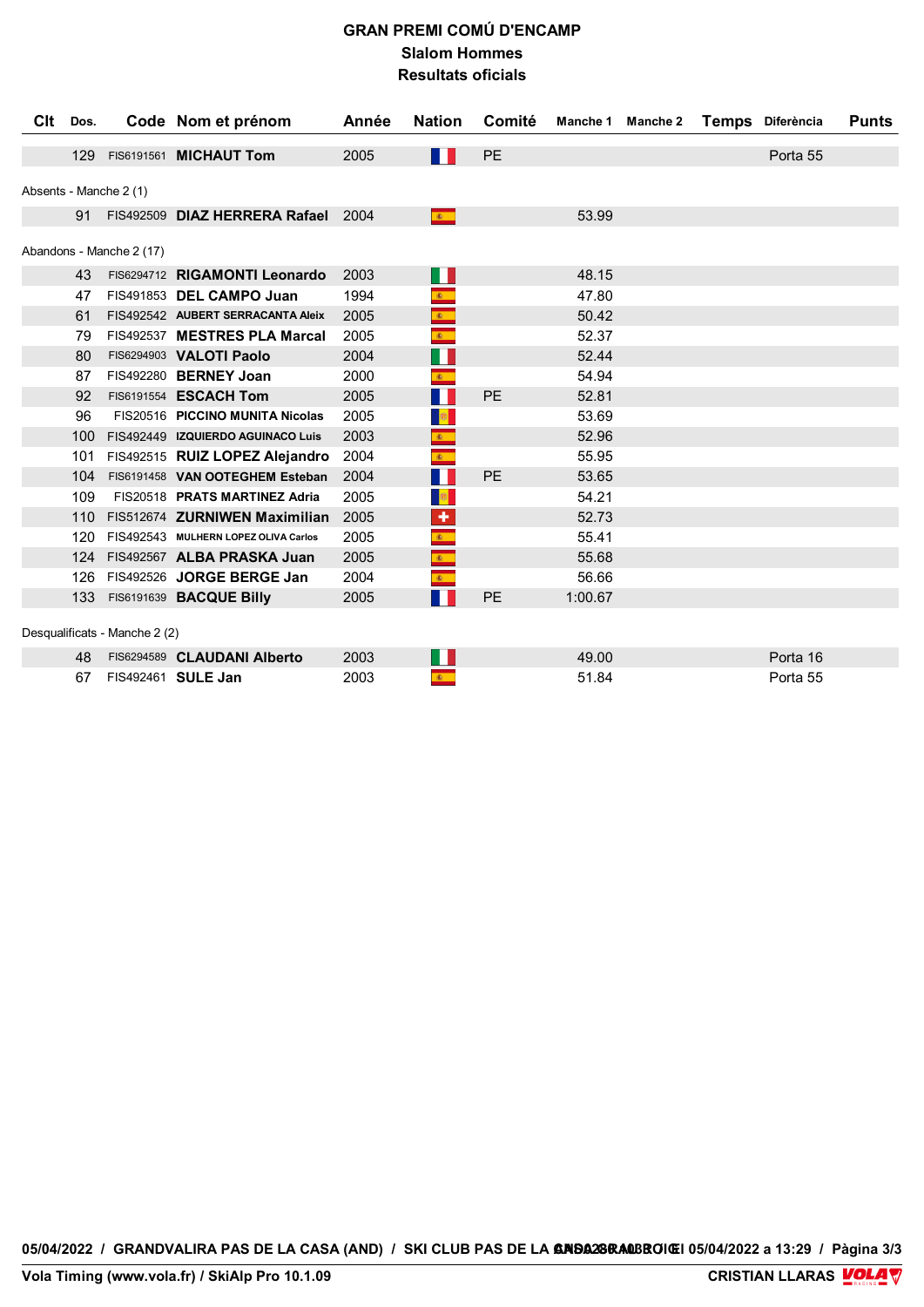# GRAN PREMI COMÚ D'ENCAMP
## Slalom Hommes
## Resultats oficials

| Clt | Dos. | Code | Nom et prénom | Année | Nation | Comité | Manche 1 | Manche 2 | Temps | Diferència | Punts |
|---|---|---|---|---|---|---|---|---|---|---|---|
| | 129 | FIS6191561 | **MICHAUT Tom** | 2005 | | PE | | | | Porta 55 | |
| Absents - Manche 2 (1) | | | | | | | | | | | |
| | 91 | FIS492509 | **DIAZ HERRERA Rafael** | 2004 | | | 53.99 | | | | |
| Abandons - Manche 2 (17) | | | | | | | | | | | |
| | 43 | FIS6294712 | **RIGAMONTI Leonardo** | 2003 | | | 48.15 | | | | |
| | 47 | FIS491853 | **DEL CAMPO Juan** | 1994 | | | 47.80 | | | | |
| | 61 | FIS492542 | **AUBERT SERRACANTA Aleix** | 2005 | | | 50.42 | | | | |
| | 79 | FIS492537 | **MESTRES PLA Marcal** | 2005 | | | 52.37 | | | | |
| | 80 | FIS6294903 | **VALOTI Paolo** | 2004 | | | 52.44 | | | | |
| | 87 | FIS492280 | **BERNEY Joan** | 2000 | | | 54.94 | | | | |
| | 92 | FIS6191554 | **ESCACH Tom** | 2005 | | PE | 52.81 | | | | |
| | 96 | FIS20516 | **PICCINO MUNITA Nicolas** | 2005 | | | 53.69 | | | | |
| | 100 | FIS492449 | **IZQUIERDO AGUINACO Luis** | 2003 | | | 52.96 | | | | |
| | 101 | FIS492515 | **RUIZ LOPEZ Alejandro** | 2004 | | | 55.95 | | | | |
| | 104 | FIS6191458 | **VAN OOTEGHEM Esteban** | 2004 | | PE | 53.65 | | | | |
| | 109 | FIS20518 | **PRATS MARTINEZ Adria** | 2005 | | | 54.21 | | | | |
| | 110 | FIS512674 | **ZURNIWEN Maximilian** | 2005 | | | 52.73 | | | | |
| | 120 | FIS492543 | **MULHERN LOPEZ OLIVA Carlos** | 2005 | | | 55.41 | | | | |
| | 124 | FIS492567 | **ALBA PRASKA Juan** | 2005 | | | 55.68 | | | | |
| | 126 | FIS492526 | **JORGE BERGE Jan** | 2004 | | | 56.66 | | | | |
| | 133 | FIS6191639 | **BACQUE Billy** | 2005 | | PE | 1:00.67 | | | | |
| Desqualificats - Manche 2 (2) | | | | | | | | | | | |
| | 48 | FIS6294589 | **CLAUDANI Alberto** | 2003 | | | 49.00 | | | Porta 16 | |
| | 67 | FIS492461 | **SULE Jan** | 2003 | | | 51.84 | | | Porta 55 | |

05/04/2022 / GRANDVALIRA PAS DE LA CASA (AND) / SKI CLUB PAS DE LA CASA GRAU ROIG

Vola Timing (www.vola.fr) / SkiAlp Pro 10.1.09

CRISTIAN LLARAS